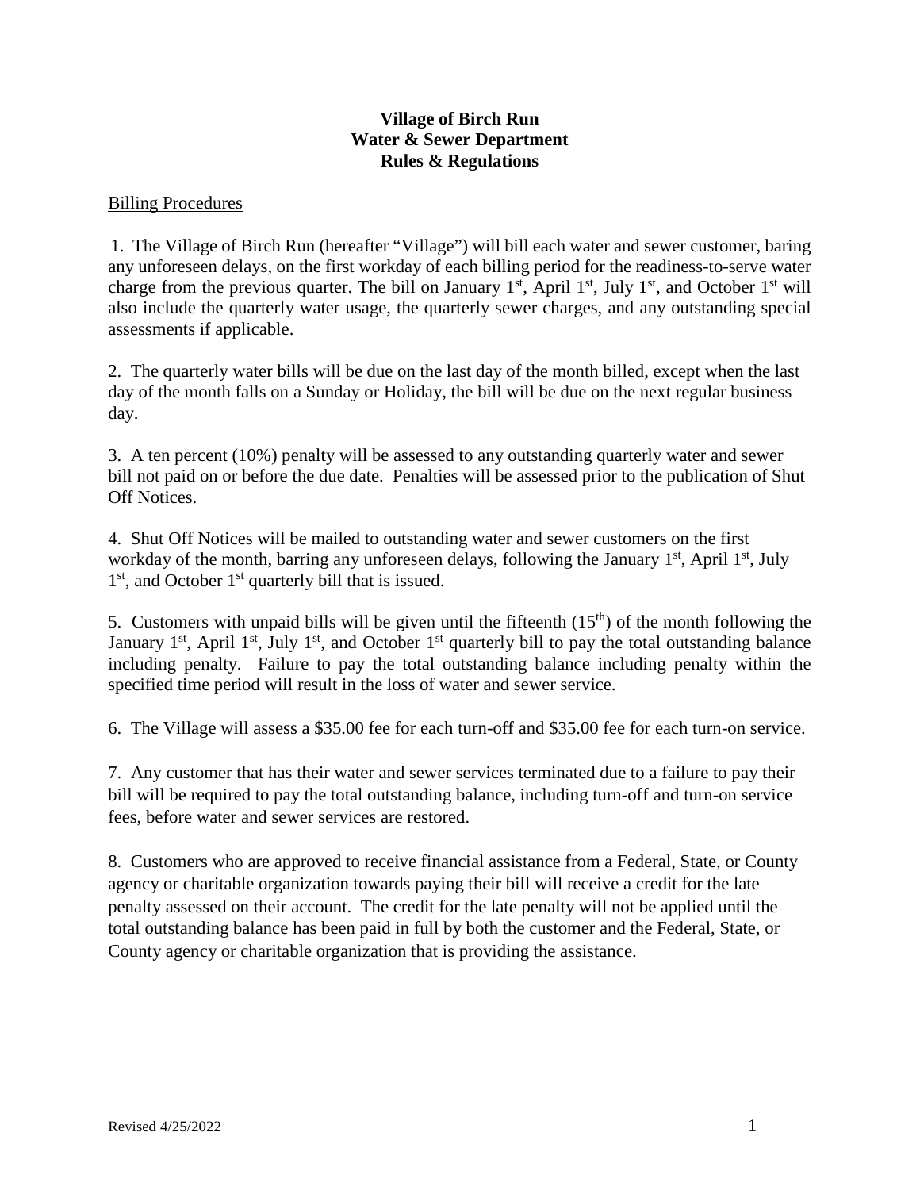**Village of Birch Run**
**Water & Sewer Department**
**Rules & Regulations**

Billing Procedures

1. The Village of Birch Run (hereafter "Village") will bill each water and sewer customer, baring any unforeseen delays, on the first workday of each billing period for the readiness-to-serve water charge from the previous quarter. The bill on January 1st, April 1st, July 1st, and October 1st will also include the quarterly water usage, the quarterly sewer charges, and any outstanding special assessments if applicable.

2. The quarterly water bills will be due on the last day of the month billed, except when the last day of the month falls on a Sunday or Holiday, the bill will be due on the next regular business day.

3. A ten percent (10%) penalty will be assessed to any outstanding quarterly water and sewer bill not paid on or before the due date. Penalties will be assessed prior to the publication of Shut Off Notices.

4. Shut Off Notices will be mailed to outstanding water and sewer customers on the first workday of the month, barring any unforeseen delays, following the January 1st, April 1st, July 1st, and October 1st quarterly bill that is issued.

5. Customers with unpaid bills will be given until the fifteenth (15th) of the month following the January 1st, April 1st, July 1st, and October 1st quarterly bill to pay the total outstanding balance including penalty. Failure to pay the total outstanding balance including penalty within the specified time period will result in the loss of water and sewer service.

6. The Village will assess a $35.00 fee for each turn-off and $35.00 fee for each turn-on service.

7. Any customer that has their water and sewer services terminated due to a failure to pay their bill will be required to pay the total outstanding balance, including turn-off and turn-on service fees, before water and sewer services are restored.

8. Customers who are approved to receive financial assistance from a Federal, State, or County agency or charitable organization towards paying their bill will receive a credit for the late penalty assessed on their account. The credit for the late penalty will not be applied until the total outstanding balance has been paid in full by both the customer and the Federal, State, or County agency or charitable organization that is providing the assistance.

Revised 4/25/2022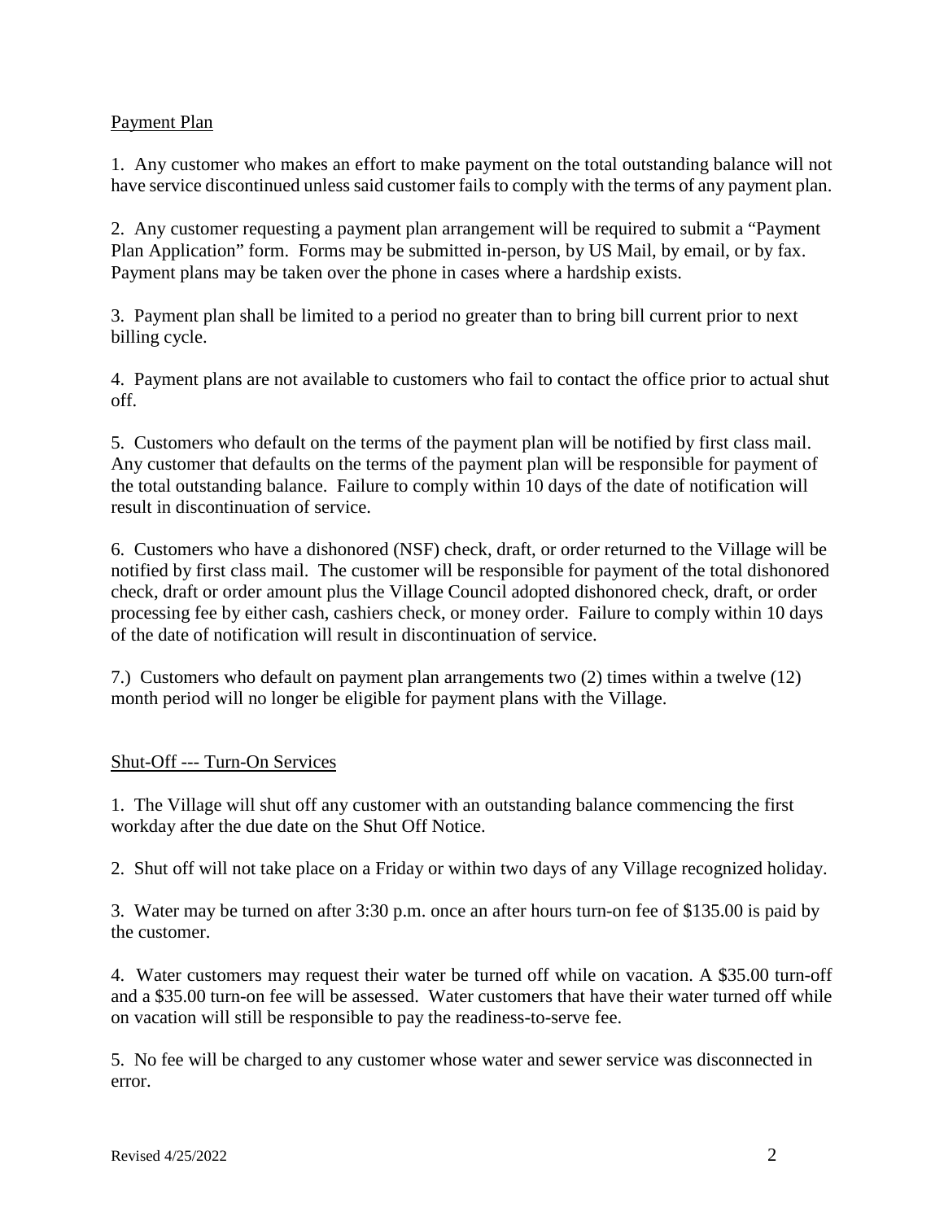## Payment Plan

1. Any customer who makes an effort to make payment on the total outstanding balance will not have service discontinued unless said customer fails to comply with the terms of any payment plan.

2. Any customer requesting a payment plan arrangement will be required to submit a "Payment Plan Application" form. Forms may be submitted in-person, by US Mail, by email, or by fax. Payment plans may be taken over the phone in cases where a hardship exists.

3. Payment plan shall be limited to a period no greater than to bring bill current prior to next billing cycle.

4. Payment plans are not available to customers who fail to contact the office prior to actual shut off.

5. Customers who default on the terms of the payment plan will be notified by first class mail. Any customer that defaults on the terms of the payment plan will be responsible for payment of the total outstanding balance. Failure to comply within 10 days of the date of notification will result in discontinuation of service.

6. Customers who have a dishonored (NSF) check, draft, or order returned to the Village will be notified by first class mail. The customer will be responsible for payment of the total dishonored check, draft or order amount plus the Village Council adopted dishonored check, draft, or order processing fee by either cash, cashiers check, or money order. Failure to comply within 10 days of the date of notification will result in discontinuation of service.

7.) Customers who default on payment plan arrangements two (2) times within a twelve (12) month period will no longer be eligible for payment plans with the Village.

## Shut-Off --- Turn-On Services

1. The Village will shut off any customer with an outstanding balance commencing the first workday after the due date on the Shut Off Notice.

2. Shut off will not take place on a Friday or within two days of any Village recognized holiday.

3. Water may be turned on after 3:30 p.m. once an after hours turn-on fee of $135.00 is paid by the customer.

4. Water customers may request their water be turned off while on vacation. A $35.00 turn-off and a $35.00 turn-on fee will be assessed. Water customers that have their water turned off while on vacation will still be responsible to pay the readiness-to-serve fee.

5. No fee will be charged to any customer whose water and sewer service was disconnected in error.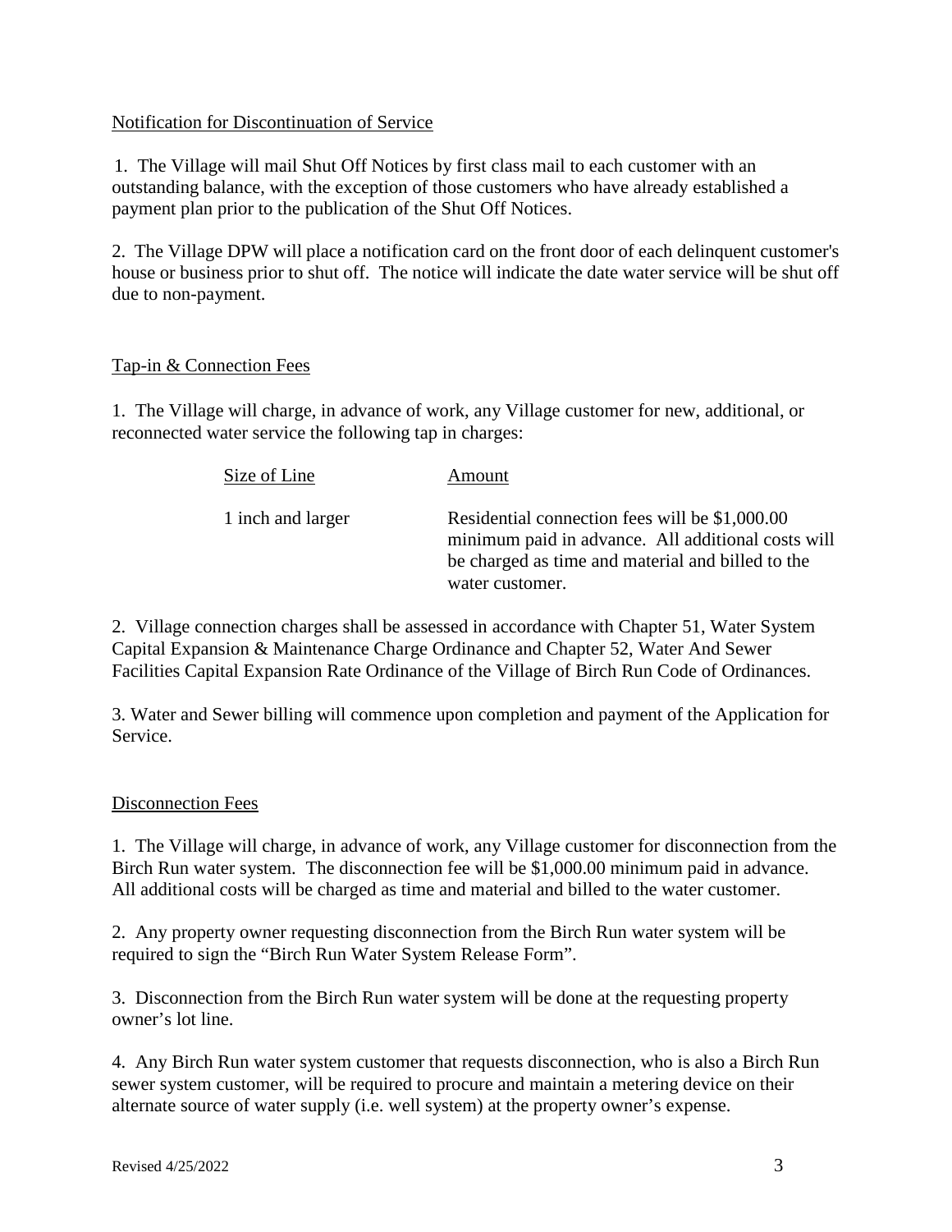## Notification for Discontinuation of Service

1. The Village will mail Shut Off Notices by first class mail to each customer with an outstanding balance, with the exception of those customers who have already established a payment plan prior to the publication of the Shut Off Notices.

2. The Village DPW will place a notification card on the front door of each delinquent customer's house or business prior to shut off. The notice will indicate the date water service will be shut off due to non-payment.

## Tap-in & Connection Fees

1. The Village will charge, in advance of work, any Village customer for new, additional, or reconnected water service the following tap in charges:

| Size of Line | Amount |
|---|---|
| 1 inch and larger | Residential connection fees will be $1,000.00 minimum paid in advance. All additional costs will be charged as time and material and billed to the water customer. |

2. Village connection charges shall be assessed in accordance with Chapter 51, Water System Capital Expansion & Maintenance Charge Ordinance and Chapter 52, Water And Sewer Facilities Capital Expansion Rate Ordinance of the Village of Birch Run Code of Ordinances.

3. Water and Sewer billing will commence upon completion and payment of the Application for Service.

## Disconnection Fees

1. The Village will charge, in advance of work, any Village customer for disconnection from the Birch Run water system. The disconnection fee will be $1,000.00 minimum paid in advance. All additional costs will be charged as time and material and billed to the water customer.

2. Any property owner requesting disconnection from the Birch Run water system will be required to sign the "Birch Run Water System Release Form".

3. Disconnection from the Birch Run water system will be done at the requesting property owner's lot line.

4. Any Birch Run water system customer that requests disconnection, who is also a Birch Run sewer system customer, will be required to procure and maintain a metering device on their alternate source of water supply (i.e. well system) at the property owner's expense.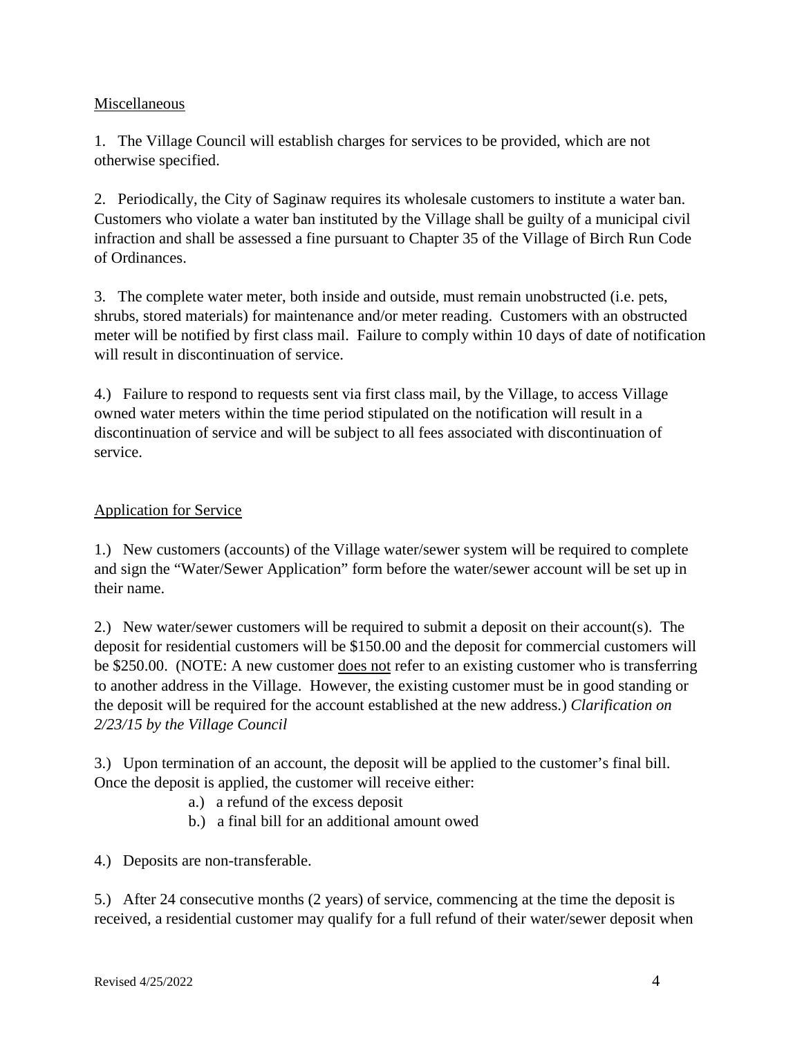Miscellaneous

1. The Village Council will establish charges for services to be provided, which are not otherwise specified.

2. Periodically, the City of Saginaw requires its wholesale customers to institute a water ban. Customers who violate a water ban instituted by the Village shall be guilty of a municipal civil infraction and shall be assessed a fine pursuant to Chapter 35 of the Village of Birch Run Code of Ordinances.

3. The complete water meter, both inside and outside, must remain unobstructed (i.e. pets, shrubs, stored materials) for maintenance and/or meter reading. Customers with an obstructed meter will be notified by first class mail. Failure to comply within 10 days of date of notification will result in discontinuation of service.

4.) Failure to respond to requests sent via first class mail, by the Village, to access Village owned water meters within the time period stipulated on the notification will result in a discontinuation of service and will be subject to all fees associated with discontinuation of service.

Application for Service

1.) New customers (accounts) of the Village water/sewer system will be required to complete and sign the "Water/Sewer Application" form before the water/sewer account will be set up in their name.

2.) New water/sewer customers will be required to submit a deposit on their account(s). The deposit for residential customers will be $150.00 and the deposit for commercial customers will be $250.00. (NOTE: A new customer does not refer to an existing customer who is transferring to another address in the Village. However, the existing customer must be in good standing or the deposit will be required for the account established at the new address.) *Clarification on 2/23/15 by the Village Council*

3.) Upon termination of an account, the deposit will be applied to the customer's final bill. Once the deposit is applied, the customer will receive either:

- a.) a refund of the excess deposit
- b.) a final bill for an additional amount owed

4.) Deposits are non-transferable.

5.) After 24 consecutive months (2 years) of service, commencing at the time the deposit is received, a residential customer may qualify for a full refund of their water/sewer deposit when

Revised 4/25/2022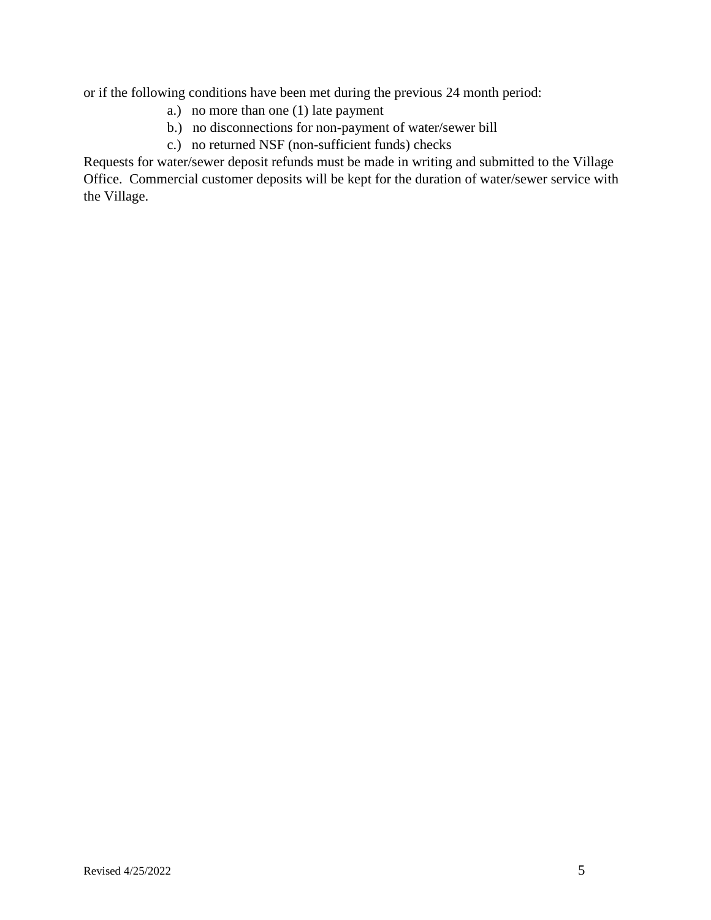or if the following conditions have been met during the previous 24 month period:

a.) no more than one (1) late payment

b.) no disconnections for non-payment of water/sewer bill

c.) no returned NSF (non-sufficient funds) checks

Requests for water/sewer deposit refunds must be made in writing and submitted to the Village Office. Commercial customer deposits will be kept for the duration of water/sewer service with the Village.